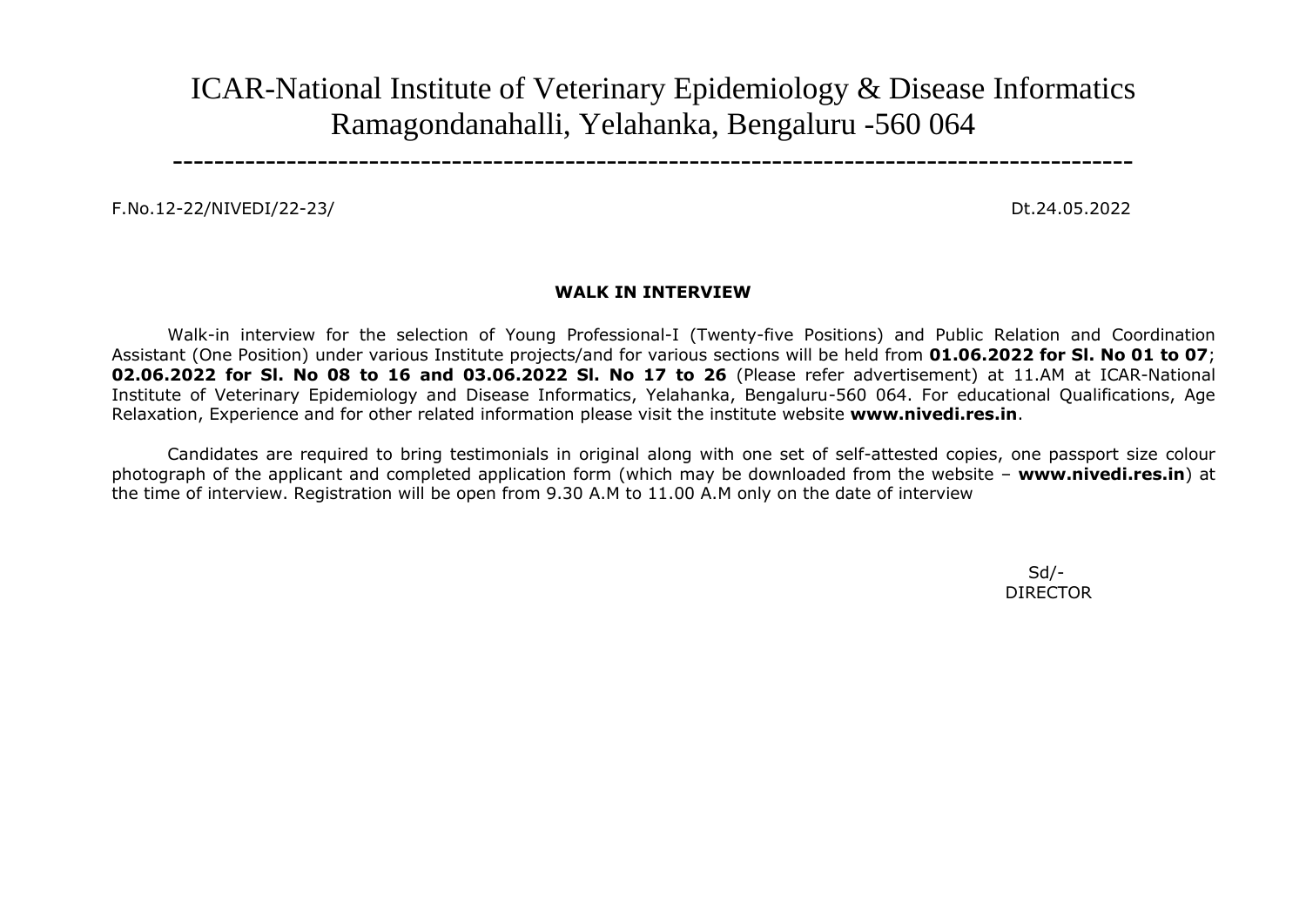# ICAR-National Institute of Veterinary Epidemiology & Disease Informatics
## Ramagondanahalli, Yelahanka, Bengaluru -560 064

---

F.No.12-22/NIVEDI/22-23/ Dt.24.05.2022

**WALK IN INTERVIEW**

Walk-in interview for the selection of Young Professional-I (Twenty-five Positions) and Public Relation and Coordination Assistant (One Position) under various Institute projects/and for various sections will be held from **01.06.2022 for Sl. No 01 to 07**; **02.06.2022 for Sl. No 08 to 16 and 03.06.2022 Sl. No 17 to 26** (Please refer advertisement) at 11.AM at ICAR-National Institute of Veterinary Epidemiology and Disease Informatics, Yelahanka, Bengaluru-560 064. For educational Qualifications, Age Relaxation, Experience and for other related information please visit the institute website **www.nivedi.res.in**.

Candidates are required to bring testimonials in original along with one set of self-attested copies, one passport size colour photograph of the applicant and completed application form (which may be downloaded from the website – **www.nivedi.res.in**) at the time of interview. Registration will be open from 9.30 A.M to 11.00 A.M only on the date of interview

Sd/-
DIRECTOR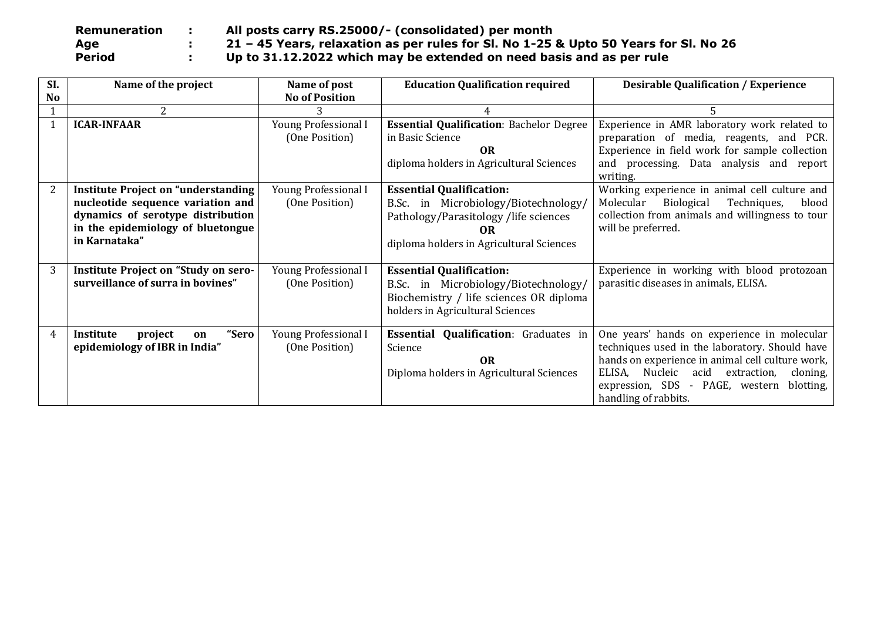**Remuneration : All posts carry RS.25000/- (consolidated) per month**
**Age : 21 – 45 Years, relaxation as per rules for Sl. No 1-25 & Upto 50 Years for Sl. No 26**
**Period : Up to 31.12.2022 which may be extended on need basis and as per rule**

| Sl. No | Name of the project | Name of post No of Position | Education Qualification required | Desirable Qualification / Experience |
|---|---|---|---|---|
| 1 | 2 | 3 | 4 | 5 |
| 1 | **ICAR-INFAAR** | Young Professional I (One Position) | **Essential Qualification**: Bachelor Degree in Basic Science **OR** diploma holders in Agricultural Sciences | Experience in AMR laboratory work related to preparation of media, reagents, and PCR. Experience in field work for sample collection and processing. Data analysis and report writing. |
| 2 | **Institute Project on "understanding nucleotide sequence variation and dynamics of serotype distribution in the epidemiology of bluetongue in Karnataka"** | Young Professional I (One Position) | **Essential Qualification:** B.Sc. in Microbiology/Biotechnology/ Pathology/Parasitology /life sciences **OR** diploma holders in Agricultural Sciences | Working experience in animal cell culture and Molecular Biological Techniques, blood collection from animals and willingness to tour will be preferred. |
| 3 | **Institute Project on "Study on sero-surveillance of surra in bovines"** | Young Professional I (One Position) | **Essential Qualification:** B.Sc. in Microbiology/Biotechnology/ Biochemistry / life sciences OR diploma holders in Agricultural Sciences | Experience in working with blood protozoan parasitic diseases in animals, ELISA. |
| 4 | **Institute project on "Sero epidemiology of IBR in India"** | Young Professional I (One Position) | **Essential Qualification**: Graduates in Science **OR** Diploma holders in Agricultural Sciences | One years' hands on experience in molecular techniques used in the laboratory. Should have hands on experience in animal cell culture work, ELISA, Nucleic acid extraction, cloning, expression, SDS - PAGE, western blotting, handling of rabbits. |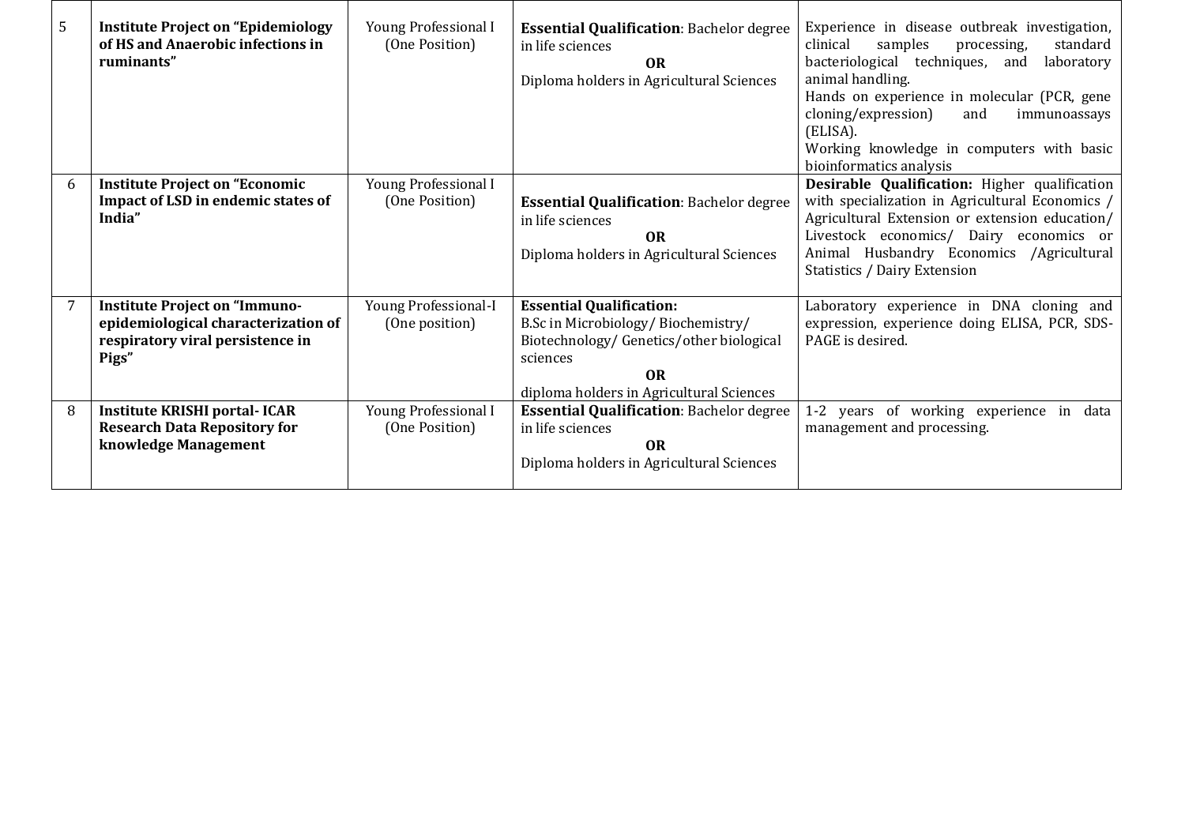| 5 | **Institute Project on "Epidemiology of HS and Anaerobic infections in ruminants"** | Young Professional I (One Position) | **Essential Qualification**: Bachelor degree in life sciences<br>**OR**<br>Diploma holders in Agricultural Sciences | Experience in disease outbreak investigation, clinical samples processing, standard bacteriological techniques, and laboratory animal handling.<br>Hands on experience in molecular (PCR, gene cloning/expression) and immunoassays (ELISA).<br>Working knowledge in computers with basic bioinformatics analysis |
|---|---|---|---|---|
| 6 | **Institute Project on "Economic Impact of LSD in endemic states of India"** | Young Professional I (One Position) | **Essential Qualification**: Bachelor degree in life sciences<br>**OR**<br>Diploma holders in Agricultural Sciences | **Desirable Qualification:** Higher qualification with specialization in Agricultural Economics / Agricultural Extension or extension education/ Livestock economics/ Dairy economics or Animal Husbandry Economics /Agricultural Statistics / Dairy Extension |
| 7 | **Institute Project on "Immuno-epidemiological characterization of respiratory viral persistence in Pigs"** | Young Professional-I (One position) | **Essential Qualification:**<br>B.Sc in Microbiology/ Biochemistry/ Biotechnology/ Genetics/other biological sciences<br>**OR**<br>diploma holders in Agricultural Sciences | Laboratory experience in DNA cloning and expression, experience doing ELISA, PCR, SDS-PAGE is desired. |
| 8 | **Institute KRISHI portal- ICAR Research Data Repository for knowledge Management** | Young Professional I (One Position) | **Essential Qualification**: Bachelor degree in life sciences<br>**OR**<br>Diploma holders in Agricultural Sciences | 1-2 years of working experience in data management and processing. |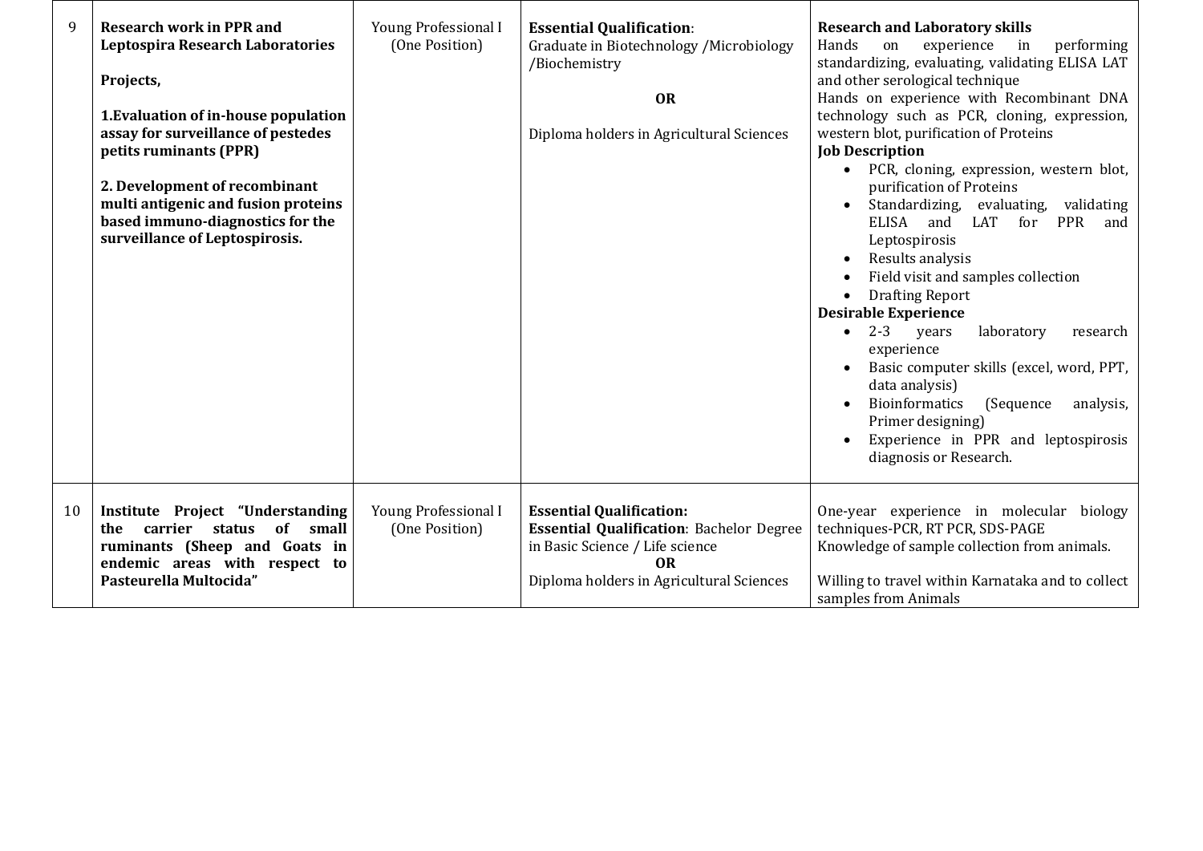| 9 | **Research work in PPR and Leptospira Research Laboratories**<br><br>**Projects,**<br><br>**1.Evaluation of in-house population assay for surveillance of pestedes petits ruminants (PPR)**<br><br>**2. Development of recombinant multi antigenic and fusion proteins based immuno-diagnostics for the surveillance of Leptospirosis.** | Young Professional I (One Position) | **Essential Qualification**:<br>Graduate in Biotechnology /Microbiology /Biochemistry<br><br>**OR**<br><br>Diploma holders in Agricultural Sciences | **Research and Laboratory skills**<br>Hands on experience in performing standardizing, evaluating, validating ELISA LAT and other serological technique<br>Hands on experience with Recombinant DNA technology such as PCR, cloning, expression, western blot, purification of Proteins<br>**Job Description**<br>• PCR, cloning, expression, western blot, purification of Proteins<br>• Standardizing, evaluating, validating ELISA and LAT for PPR and Leptospirosis<br>• Results analysis<br>• Field visit and samples collection<br>• Drafting Report<br>**Desirable Experience**<br>• 2-3 years laboratory research experience<br>• Basic computer skills (excel, word, PPT, data analysis)<br>• Bioinformatics (Sequence analysis, Primer designing)<br>• Experience in PPR and leptospirosis diagnosis or Research. |
|---|---|---|---|---|
| 10 | **Institute Project "Understanding the carrier status of small ruminants (Sheep and Goats in endemic areas with respect to Pasteurella Multocida"** | Young Professional I (One Position) | **Essential Qualification:**<br>**Essential Qualification**: Bachelor Degree in Basic Science / Life science<br>**OR**<br>Diploma holders in Agricultural Sciences | One-year experience in molecular biology techniques-PCR, RT PCR, SDS-PAGE<br>Knowledge of sample collection from animals.<br><br>Willing to travel within Karnataka and to collect samples from Animals |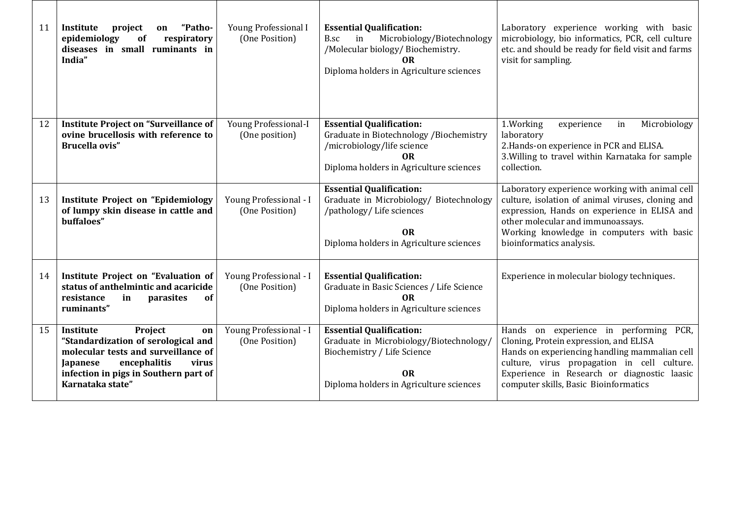| | | | | |
|---|---|---|---|---|
| 11 | **Institute project on "Patho-epidemiology of respiratory diseases in small ruminants in India"** | Young Professional I (One Position) | **Essential Qualification:**<br>B.sc in Microbiology/Biotechnology /Molecular biology/ Biochemistry.<br>**OR**<br>Diploma holders in Agriculture sciences | Laboratory experience working with basic microbiology, bio informatics, PCR, cell culture etc. and should be ready for field visit and farms visit for sampling. |
| 12 | **Institute Project on "Surveillance of ovine brucellosis with reference to Brucella ovis"** | Young Professional-I (One position) | **Essential Qualification:**<br>Graduate in Biotechnology /Biochemistry /microbiology/life science<br>**OR**<br>Diploma holders in Agriculture sciences | 1.Working experience in Microbiology laboratory<br>2.Hands-on experience in PCR and ELISA.<br>3.Willing to travel within Karnataka for sample collection. |
| 13 | **Institute Project on "Epidemiology of lumpy skin disease in cattle and buffaloes"** | Young Professional - I (One Position) | **Essential Qualification:**<br>Graduate in Microbiology/ Biotechnology /pathology/ Life sciences<br>**OR**<br>Diploma holders in Agriculture sciences | Laboratory experience working with animal cell culture, isolation of animal viruses, cloning and expression, Hands on experience in ELISA and other molecular and immunoassays.<br>Working knowledge in computers with basic bioinformatics analysis. |
| 14 | **Institute Project on "Evaluation of status of anthelmintic and acaricide resistance in parasites of ruminants"** | Young Professional - I (One Position) | **Essential Qualification:**<br>Graduate in Basic Sciences / Life Science<br>**OR**<br>Diploma holders in Agriculture sciences | Experience in molecular biology techniques. |
| 15 | **Institute Project on "Standardization of serological and molecular tests and surveillance of Japanese encephalitis virus infection in pigs in Southern part of Karnataka state"** | Young Professional - I (One Position) | **Essential Qualification:**<br>Graduate in Microbiology/Biotechnology/ Biochemistry / Life Science<br>**OR**<br>Diploma holders in Agriculture sciences | Hands on experience in performing PCR, Cloning, Protein expression, and ELISA<br>Hands on experiencing handling mammalian cell culture, virus propagation in cell culture. Experience in Research or diagnostic laasic computer skills, Basic Bioinformatics |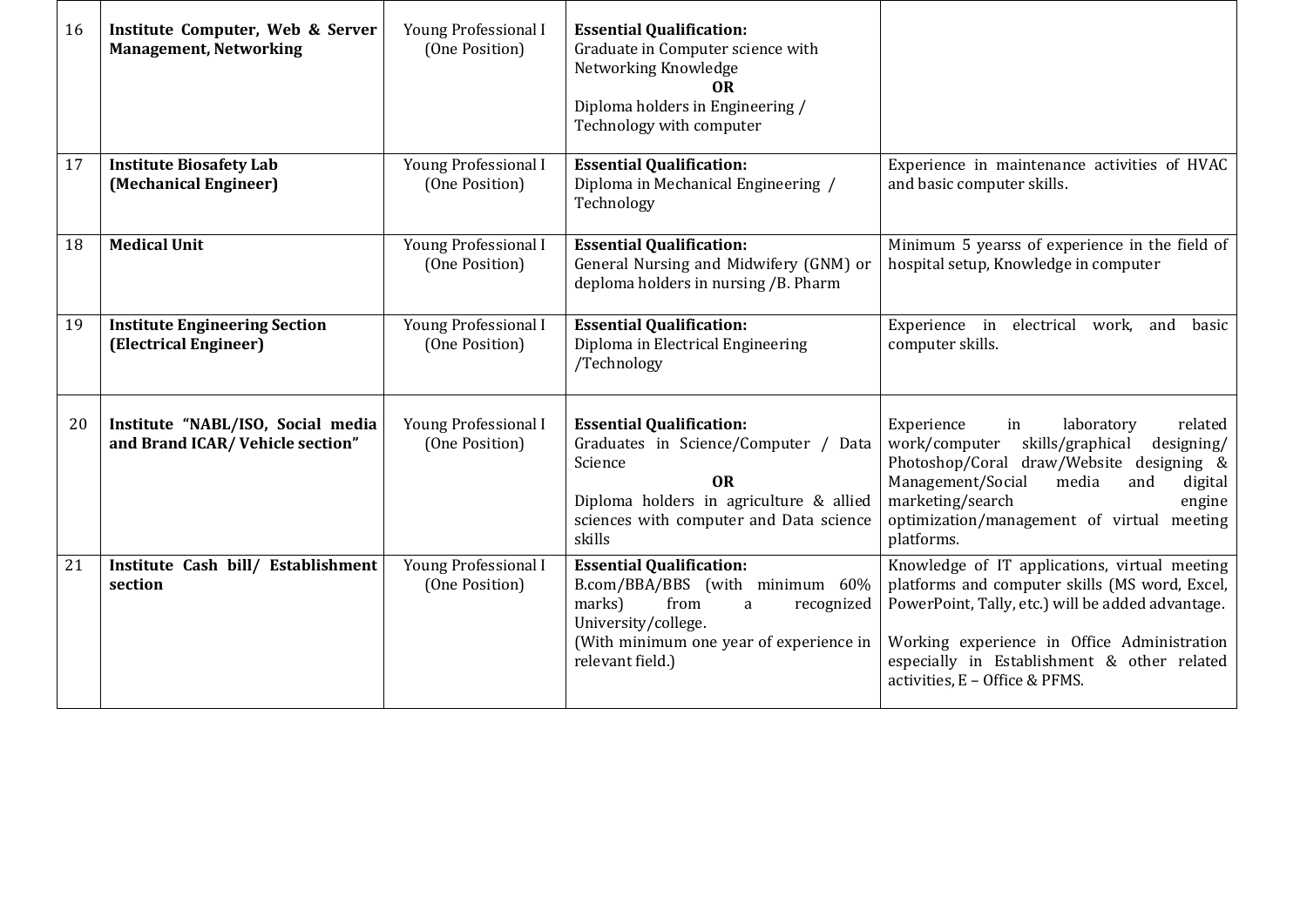| 16 | **Institute Computer, Web & Server Management, Networking** | Young Professional I (One Position) | **Essential Qualification:** Graduate in Computer science with Networking Knowledge **OR** Diploma holders in Engineering / Technology with computer | |
|---|---|---|---|---|
| 17 | **Institute Biosafety Lab (Mechanical Engineer)** | Young Professional I (One Position) | **Essential Qualification:** Diploma in Mechanical Engineering / Technology | Experience in maintenance activities of HVAC and basic computer skills. |
| 18 | **Medical Unit** | Young Professional I (One Position) | **Essential Qualification:** General Nursing and Midwifery (GNM) or deploma holders in nursing /B. Pharm | Minimum 5 yearss of experience in the field of hospital setup, Knowledge in computer |
| 19 | **Institute Engineering Section (Electrical Engineer)** | Young Professional I (One Position) | **Essential Qualification:** Diploma in Electrical Engineering /Technology | Experience in electrical work, and basic computer skills. |
| 20 | **Institute "NABL/ISO, Social media and Brand ICAR/ Vehicle section"** | Young Professional I (One Position) | **Essential Qualification:** Graduates in Science/Computer / Data Science **OR** Diploma holders in agriculture & allied sciences with computer and Data science skills | Experience in laboratory related work/computer skills/graphical designing/ Photoshop/Coral draw/Website designing & Management/Social media and digital marketing/search engine optimization/management of virtual meeting platforms. |
| 21 | **Institute Cash bill/ Establishment section** | Young Professional I (One Position) | **Essential Qualification:** B.com/BBA/BBS (with minimum 60% marks) from a recognized University/college. (With minimum one year of experience in relevant field.) | Knowledge of IT applications, virtual meeting platforms and computer skills (MS word, Excel, PowerPoint, Tally, etc.) will be added advantage. Working experience in Office Administration especially in Establishment & other related activities, E – Office & PFMS. |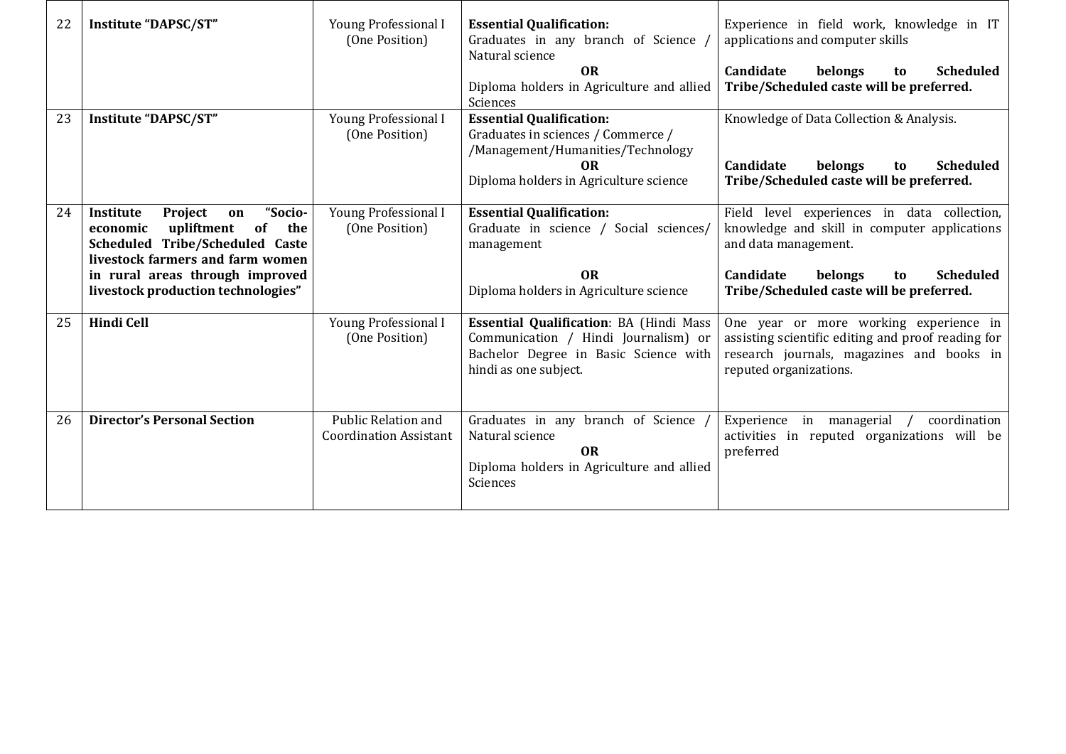| 22 | **Institute "DAPSC/ST"** | Young Professional I (One Position) | **Essential Qualification:** Graduates in any branch of Science / Natural science **OR** Diploma holders in Agriculture and allied Sciences | Experience in field work, knowledge in IT applications and computer skills **Candidate belongs to Scheduled Tribe/Scheduled caste will be preferred.** |
|---|---|---|---|---|
| 23 | **Institute "DAPSC/ST"** | Young Professional I (One Position) | **Essential Qualification:** Graduates in sciences / Commerce / /Management/Humanities/Technology **OR** Diploma holders in Agriculture science | Knowledge of Data Collection & Analysis. **Candidate belongs to Scheduled Tribe/Scheduled caste will be preferred.** |
| 24 | **Institute Project on "Socio-economic upliftment of the Scheduled Tribe/Scheduled Caste livestock farmers and farm women in rural areas through improved livestock production technologies"** | Young Professional I (One Position) | **Essential Qualification:** Graduate in science / Social sciences/ management **OR** Diploma holders in Agriculture science | Field level experiences in data collection, knowledge and skill in computer applications and data management. **Candidate belongs to Scheduled Tribe/Scheduled caste will be preferred.** |
| 25 | **Hindi Cell** | Young Professional I (One Position) | **Essential Qualification**: BA (Hindi Mass Communication / Hindi Journalism) or Bachelor Degree in Basic Science with hindi as one subject. | One year or more working experience in assisting scientific editing and proof reading for research journals, magazines and books in reputed organizations. |
| 26 | **Director's Personal Section** | Public Relation and Coordination Assistant | Graduates in any branch of Science / Natural science **OR** Diploma holders in Agriculture and allied Sciences | Experience in managerial / coordination activities in reputed organizations will be preferred |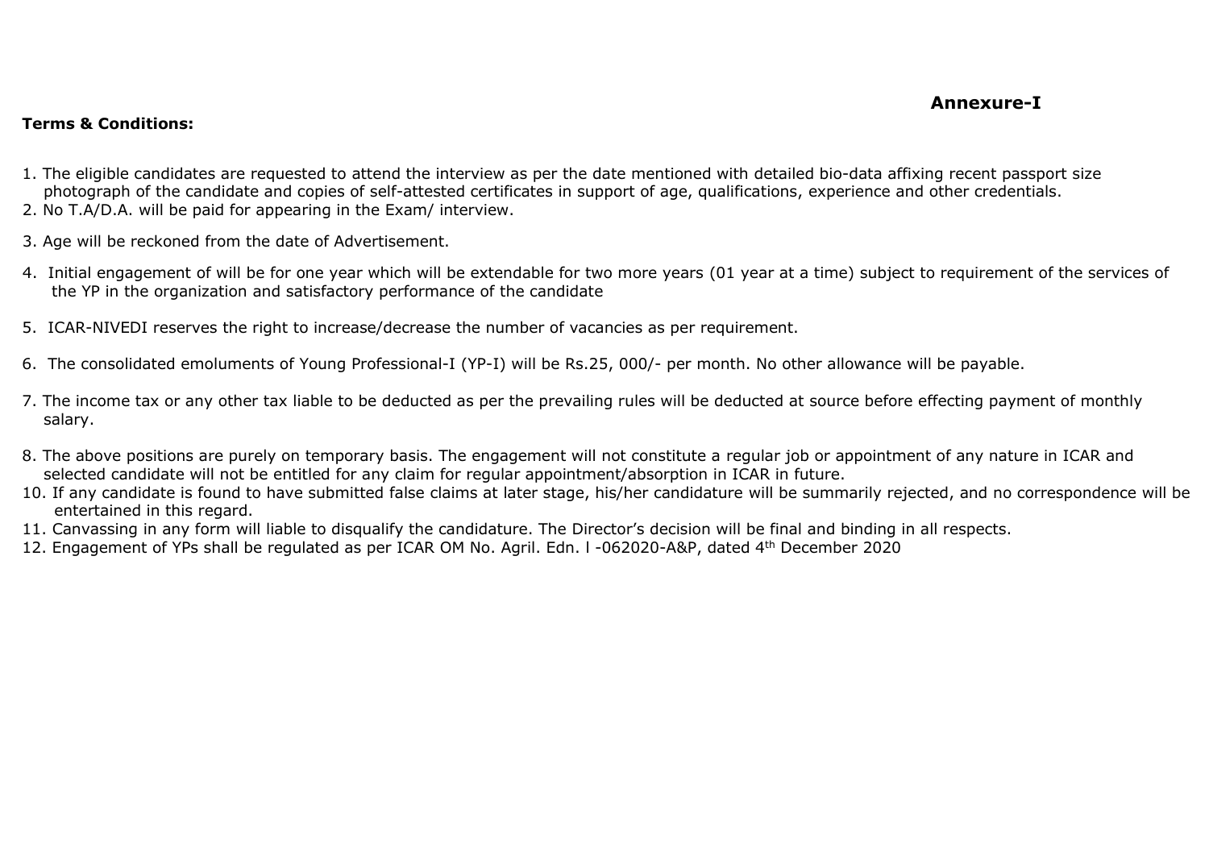**Annexure-I**

**Terms & Conditions:**

1. The eligible candidates are requested to attend the interview as per the date mentioned with detailed bio-data affixing recent passport size photograph of the candidate and copies of self-attested certificates in support of age, qualifications, experience and other credentials.
2. No T.A/D.A. will be paid for appearing in the Exam/ interview.
3. Age will be reckoned from the date of Advertisement.
4. Initial engagement of will be for one year which will be extendable for two more years (01 year at a time) subject to requirement of the services of the YP in the organization and satisfactory performance of the candidate
5. ICAR-NIVEDI reserves the right to increase/decrease the number of vacancies as per requirement.
6. The consolidated emoluments of Young Professional-I (YP-I) will be Rs.25, 000/- per month. No other allowance will be payable.
7. The income tax or any other tax liable to be deducted as per the prevailing rules will be deducted at source before effecting payment of monthly salary.
8. The above positions are purely on temporary basis. The engagement will not constitute a regular job or appointment of any nature in ICAR and selected candidate will not be entitled for any claim for regular appointment/absorption in ICAR in future.

10. If any candidate is found to have submitted false claims at later stage, his/her candidature will be summarily rejected, and no correspondence will be entertained in this regard.
11. Canvassing in any form will liable to disqualify the candidature. The Director's decision will be final and binding in all respects.
12. Engagement of YPs shall be regulated as per ICAR OM No. Agril. Edn. l -062020-A&P, dated 4th December 2020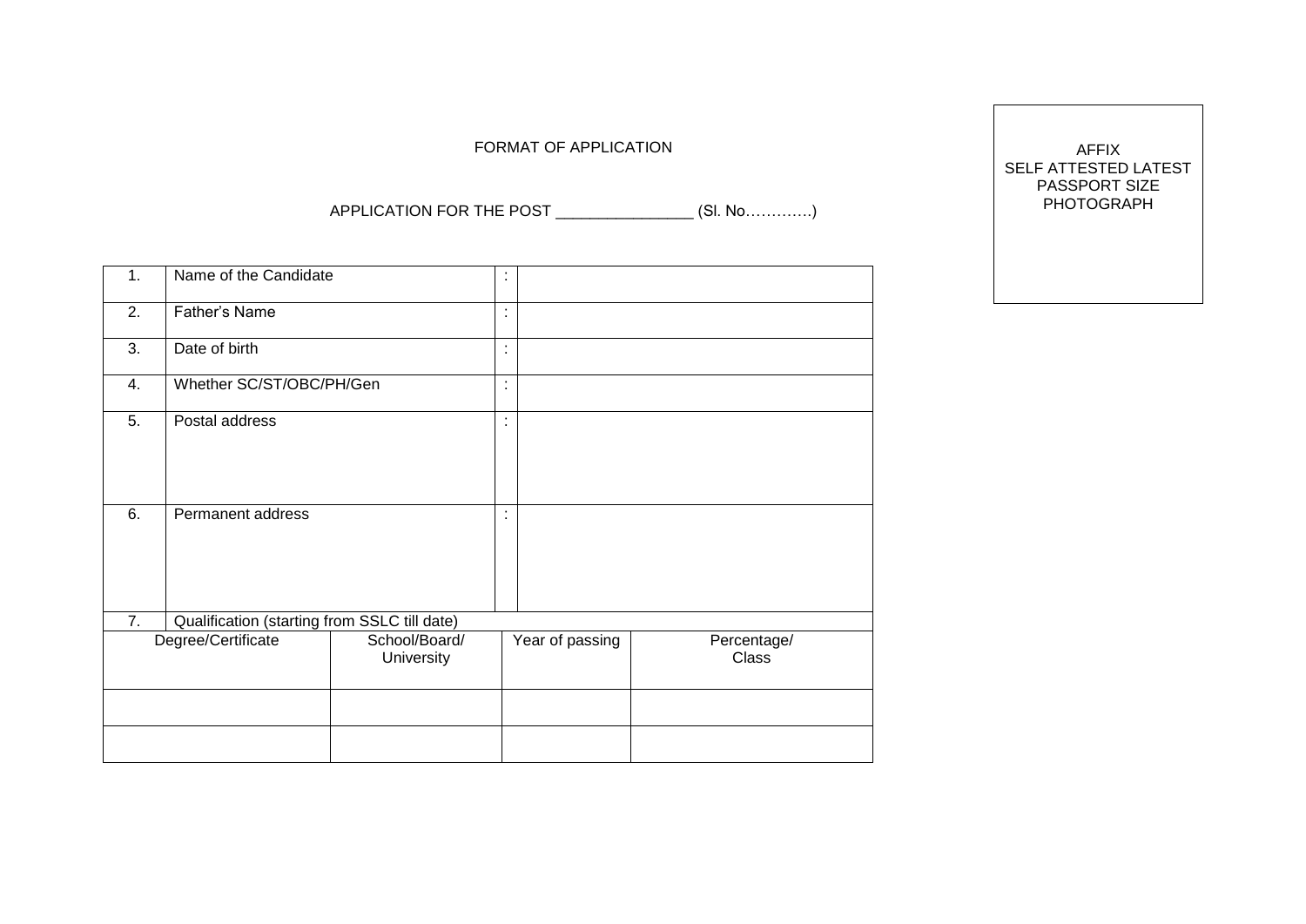FORMAT OF APPLICATION

APPLICATION FOR THE POST _______________ (Sl. No………….)

AFFIX
SELF ATTESTED LATEST
PASSPORT SIZE
PHOTOGRAPH

| | | | |
|---|---|---|---|
| 1. | Name of the Candidate | : | |
| 2. | Father's Name | : | |
| 3. | Date of birth | : | |
| 4. | Whether SC/ST/OBC/PH/Gen | : | |
| 5. | Postal address | : | |
| 6. | Permanent address | : | |
| 7. | Qualification (starting from SSLC till date) | | |

| Degree/Certificate | School/Board/ University | Year of passing | Percentage/ Class |
|---|---|---|---|
| | | | |
| | | | |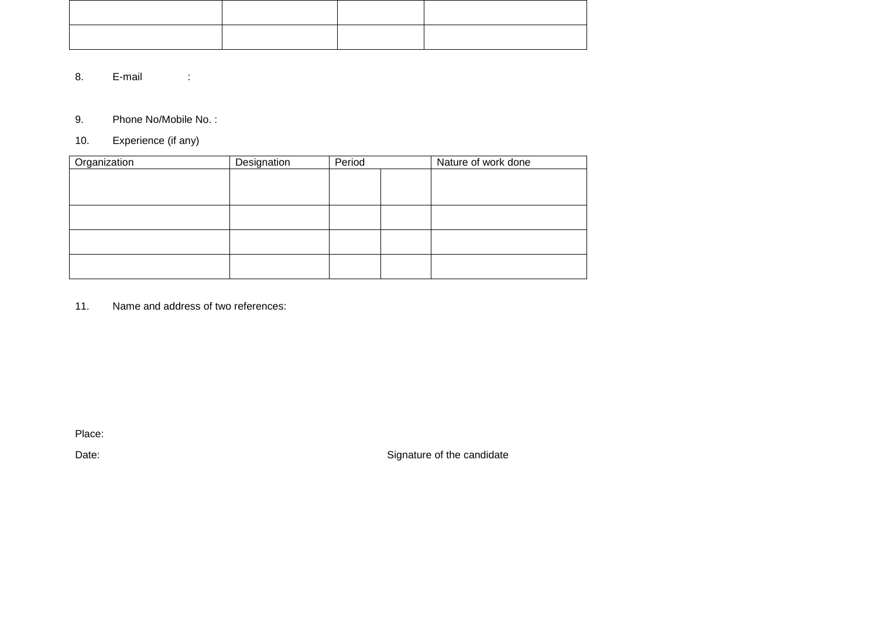| | | | |
|---|---|---|---|
| | | | |
| | | | |

8. E-mail :

9. Phone No/Mobile No. :

10. Experience (if any)

| Organization | Designation | Period | | Nature of work done |
|---|---|---|---|---|
| | | | | |
| | | | | |
| | | | | |
| | | | | |

11. Name and address of two references:

Place:

Date: Signature of the candidate